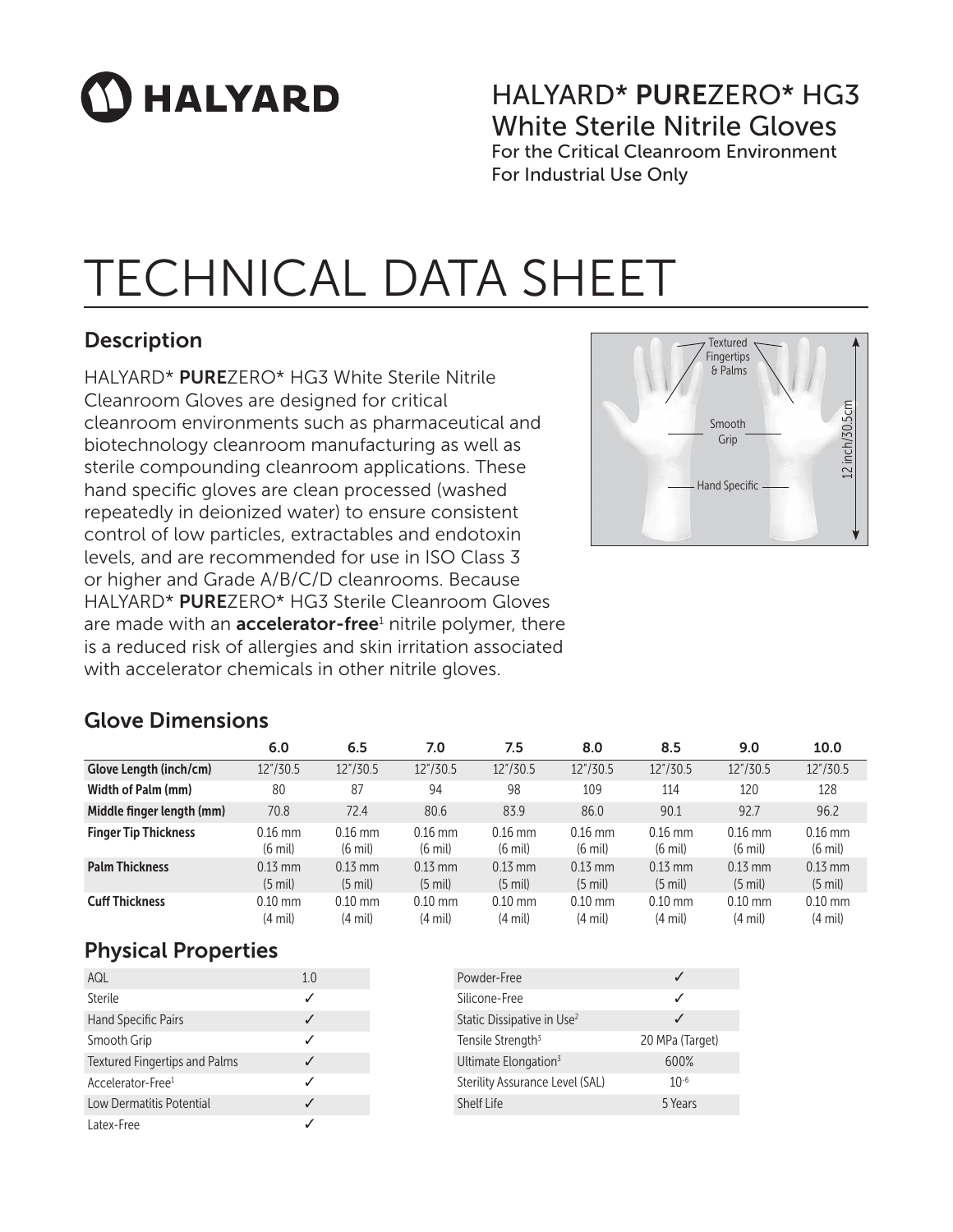# HALYARD

## HALYARD* **PURE**ZERO* HG3 White Sterile Nitrile Gloves

For the Critical Cleanroom Environment
For Industrial Use Only

# TECHNICAL DATA SHEET

## Description

HALYARD* **PURE**ZERO* HG3 White Sterile Nitrile Cleanroom Gloves are designed for critical cleanroom environments such as pharmaceutical and biotechnology cleanroom manufacturing as well as sterile compounding cleanroom applications. These hand specific gloves are clean processed (washed repeatedly in deionized water) to ensure consistent control of low particles, extractables and endotoxin levels, and are recommended for use in ISO Class 3 or higher and Grade A/B/C/D cleanrooms. Because HALYARD* **PURE**ZERO* HG3 Sterile Cleanroom Gloves are made with an **accelerator-free**[1] nitrile polymer, there is a reduced risk of allergies and skin irritation associated with accelerator chemicals in other nitrile gloves.

Textured Fingertips & Palms
Smooth Grip
Hand Specific
12 inch/30.5cm

## Glove Dimensions

| | 6.0 | 6.5 | 7.0 | 7.5 | 8.0 | 8.5 | 9.0 | 10.0 |
|---|---|---|---|---|---|---|---|---|
| **Glove Length (inch/cm)** | 12"/30.5 | 12"/30.5 | 12"/30.5 | 12"/30.5 | 12"/30.5 | 12"/30.5 | 12"/30.5 | 12"/30.5 |
| **Width of Palm (mm)** | 80 | 87 | 94 | 98 | 109 | 114 | 120 | 128 |
| **Middle finger length (mm)** | 70.8 | 72.4 | 80.6 | 83.9 | 86.0 | 90.1 | 92.7 | 96.2 |
| **Finger Tip Thickness** | 0.16 mm (6 mil) | 0.16 mm (6 mil) | 0.16 mm (6 mil) | 0.16 mm (6 mil) | 0.16 mm (6 mil) | 0.16 mm (6 mil) | 0.16 mm (6 mil) | 0.16 mm (6 mil) |
| **Palm Thickness** | 0.13 mm (5 mil) | 0.13 mm (5 mil) | 0.13 mm (5 mil) | 0.13 mm (5 mil) | 0.13 mm (5 mil) | 0.13 mm (5 mil) | 0.13 mm (5 mil) | 0.13 mm (5 mil) |
| **Cuff Thickness** | 0.10 mm (4 mil) | 0.10 mm (4 mil) | 0.10 mm (4 mil) | 0.10 mm (4 mil) | 0.10 mm (4 mil) | 0.10 mm (4 mil) | 0.10 mm (4 mil) | 0.10 mm (4 mil) |

## Physical Properties

| | |
|---|---|
| AQL | 1.0 |
| Sterile | ✓ |
| Hand Specific Pairs | ✓ |
| Smooth Grip | ✓ |
| Textured Fingertips and Palms | ✓ |
| Accelerator-Free[1] | ✓ |
| Low Dermatitis Potential | ✓ |
| Latex-Free | ✓ |

| | |
|---|---|
| Powder-Free | ✓ |
| Silicone-Free | ✓ |
| Static Dissipative in Use[2] | ✓ |
| Tensile Strength[3] | 20 MPa (Target) |
| Ultimate Elongation[3] | 600% |
| Sterility Assurance Level (SAL) | $10^{-6}$ |
| Shelf Life | 5 Years |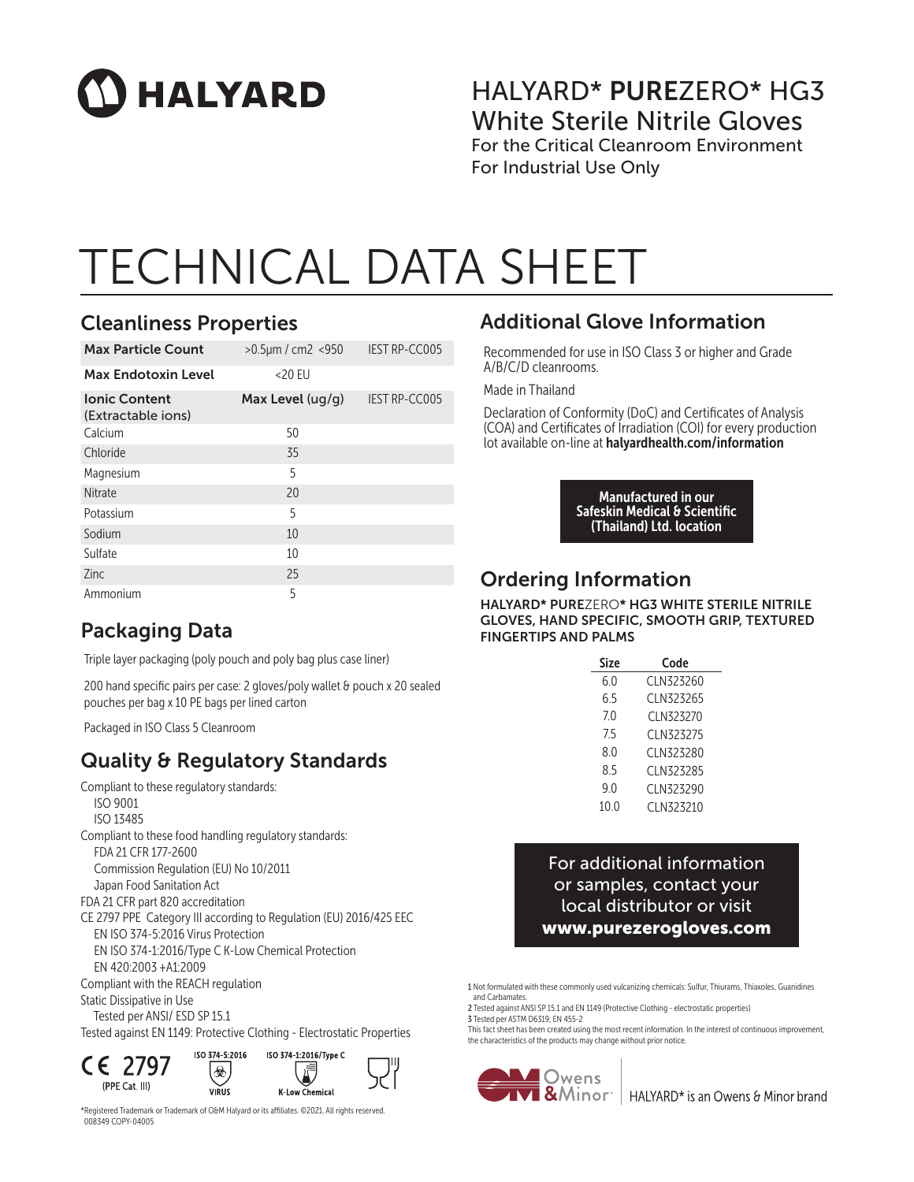# HALYARD

## HALYARD* **PURE**ZERO* HG3 White Sterile Nitrile Gloves

For the Critical Cleanroom Environment
For Industrial Use Only

# TECHNICAL DATA SHEET

## Cleanliness Properties

| | | |
|---|---|---|
| **Max Particle Count** | >0.5µm / cm2 <950 | IEST RP-CC005 |
| **Max Endotoxin Level** | <20 EU | |
| **Ionic Content** (Extractable ions) | **Max Level (ug/g)** | IEST RP-CC005 |
| Calcium | 50 | |
| Chloride | 35 | |
| Magnesium | 5 | |
| Nitrate | 20 | |
| Potassium | 5 | |
| Sodium | 10 | |
| Sulfate | 10 | |
| Zinc | 25 | |
| Ammonium | 5 | |

## Packaging Data

Triple layer packaging (poly pouch and poly bag plus case liner)

200 hand specific pairs per case: 2 gloves/poly wallet & pouch x 20 sealed pouches per bag x 10 PE bags per lined carton

Packaged in ISO Class 5 Cleanroom

## Quality & Regulatory Standards

Compliant to these regulatory standards:
- ISO 9001
- ISO 13485

Compliant to these food handling regulatory standards:
- FDA 21 CFR 177-2600
- Commission Regulation (EU) No 10/2011
- Japan Food Sanitation Act

FDA 21 CFR part 820 accreditation

CE 2797 PPE Category III according to Regulation (EU) 2016/425 EEC
- EN ISO 374-5:2016 Virus Protection
- EN ISO 374-1:2016/Type C K-Low Chemical Protection
- EN 420:2003 +A1:2009

Compliant with the REACH regulation

Static Dissipative in Use
- Tested per ANSI/ ESD SP 15.1

Tested against EN 1149: Protective Clothing - Electrostatic Properties

CE 2797 (PPE Cat. III) ISO 374-5:2016 VIRUS ISO 374-1:2016/Type C K-Low Chemical

## Additional Glove Information

Recommended for use in ISO Class 3 or higher and Grade A/B/C/D cleanrooms.

Made in Thailand

Declaration of Conformity (DoC) and Certificates of Analysis (COA) and Certificates of Irradiation (COI) for every production lot available on-line at **halyardhealth.com/information**

**Manufactured in our Safeskin Medical & Scientific (Thailand) Ltd. location**

## Ordering Information

**HALYARD* PURE**ZERO* **HG3 WHITE STERILE NITRILE GLOVES, HAND SPECIFIC, SMOOTH GRIP, TEXTURED FINGERTIPS AND PALMS**

| Size | Code |
|---|---|
| 6.0 | CLN323260 |
| 6.5 | CLN323265 |
| 7.0 | CLN323270 |
| 7.5 | CLN323275 |
| 8.0 | CLN323280 |
| 8.5 | CLN323285 |
| 9.0 | CLN323290 |
| 10.0 | CLN323210 |

For additional information or samples, contact your local distributor or visit **www.purezerogloves.com**

1 Not formulated with these commonly used vulcanizing chemicals: Sulfur, Thiurams, Thiaxoles, Guanidines and Carbamates.
2 Tested against ANSI SP 15.1 and EN 1149 (Protective Clothing - electrostatic properties)
3 Tested per ASTM D6319, EN 455-2
This fact sheet has been created using the most recent information. In the interest of continuous improvement, the characteristics of the products may change without prior notice.

Owens & Minor | HALYARD* is an Owens & Minor brand

*Registered Trademark or Trademark of O&M Halyard or its affiliates. ©2021. All rights reserved.
008349 COPY-04005